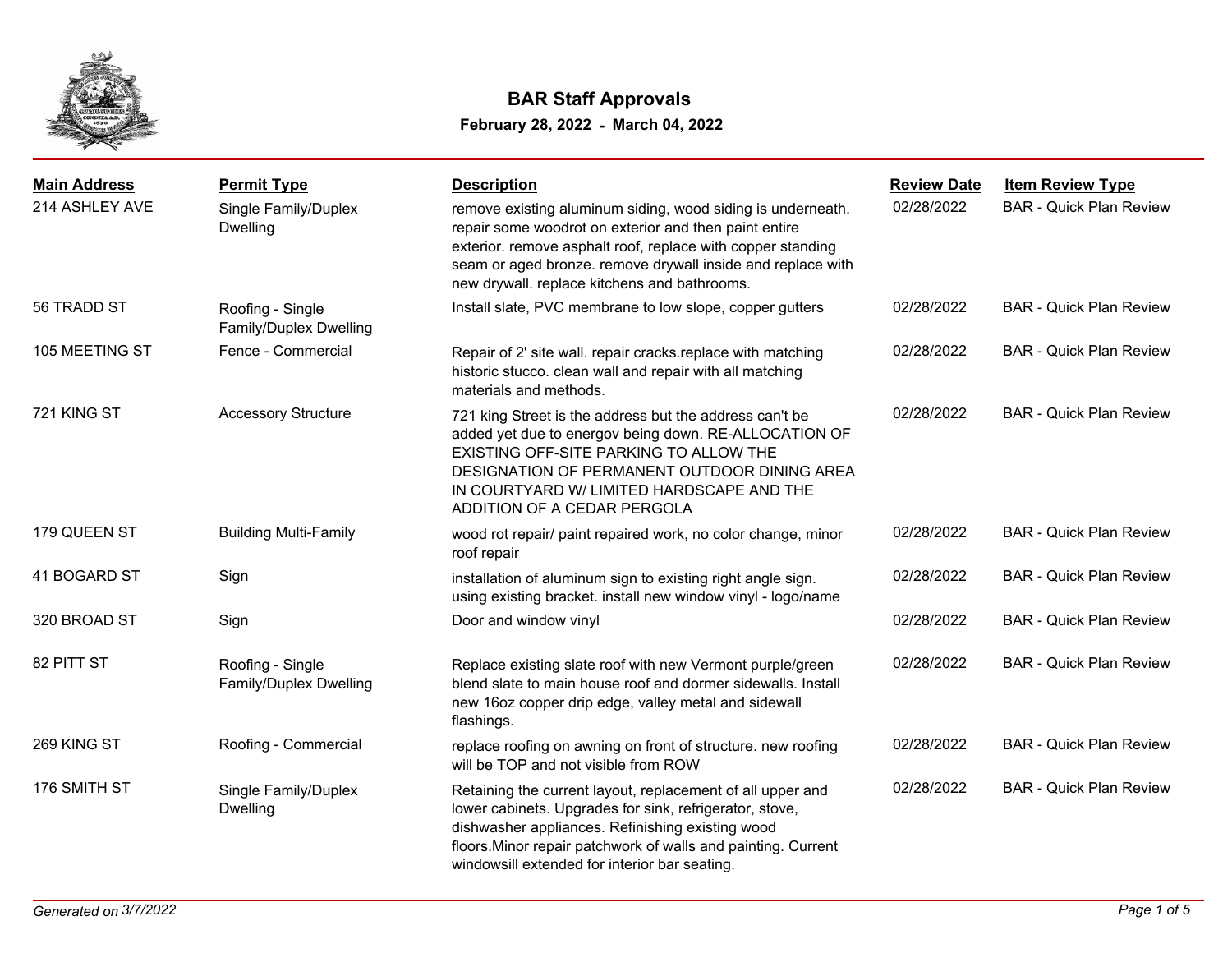# BAR Staff Approvals

**February 28, 2022 - March 04, 2022**

| Main Address | Permit Type | Description | Review Date | Item Review Type |
|---|---|---|---|---|
| 214 ASHLEY AVE | Single Family/Duplex Dwelling | remove existing aluminum siding, wood siding is underneath. repair some woodrot on exterior and then paint entire exterior. remove asphalt roof, replace with copper standing seam or aged bronze. remove drywall inside and replace with new drywall. replace kitchens and bathrooms. | 02/28/2022 | BAR - Quick Plan Review |
| 56 TRADD ST | Roofing - Single Family/Duplex Dwelling | Install slate, PVC membrane to low slope, copper gutters | 02/28/2022 | BAR - Quick Plan Review |
| 105 MEETING ST | Fence - Commercial | Repair of 2' site wall. repair cracks.replace with matching historic stucco. clean wall and repair with all matching materials and methods. | 02/28/2022 | BAR - Quick Plan Review |
| 721 KING ST | Accessory Structure | 721 king Street is the address but the address can't be added yet due to energov being down. RE-ALLOCATION OF EXISTING OFF-SITE PARKING TO ALLOW THE DESIGNATION OF PERMANENT OUTDOOR DINING AREA IN COURTYARD W/ LIMITED HARDSCAPE AND THE ADDITION OF A CEDAR PERGOLA | 02/28/2022 | BAR - Quick Plan Review |
| 179 QUEEN ST | Building Multi-Family | wood rot repair/ paint repaired work, no color change, minor roof repair | 02/28/2022 | BAR - Quick Plan Review |
| 41 BOGARD ST | Sign | installation of aluminum sign to existing right angle sign. using existing bracket. install new window vinyl - logo/name | 02/28/2022 | BAR - Quick Plan Review |
| 320 BROAD ST | Sign | Door and window vinyl | 02/28/2022 | BAR - Quick Plan Review |
| 82 PITT ST | Roofing - Single Family/Duplex Dwelling | Replace existing slate roof with new Vermont purple/green blend slate to main house roof and dormer sidewalls. Install new 16oz copper drip edge, valley metal and sidewall flashings. | 02/28/2022 | BAR - Quick Plan Review |
| 269 KING ST | Roofing - Commercial | replace roofing on awning on front of structure. new roofing will be TOP and not visible from ROW | 02/28/2022 | BAR - Quick Plan Review |
| 176 SMITH ST | Single Family/Duplex Dwelling | Retaining the current layout, replacement of all upper and lower cabinets. Upgrades for sink, refrigerator, stove, dishwasher appliances. Refinishing existing wood floors.Minor repair patchwork of walls and painting. Current windowsill extended for interior bar seating. | 02/28/2022 | BAR - Quick Plan Review |

*Generated on 3/7/2022*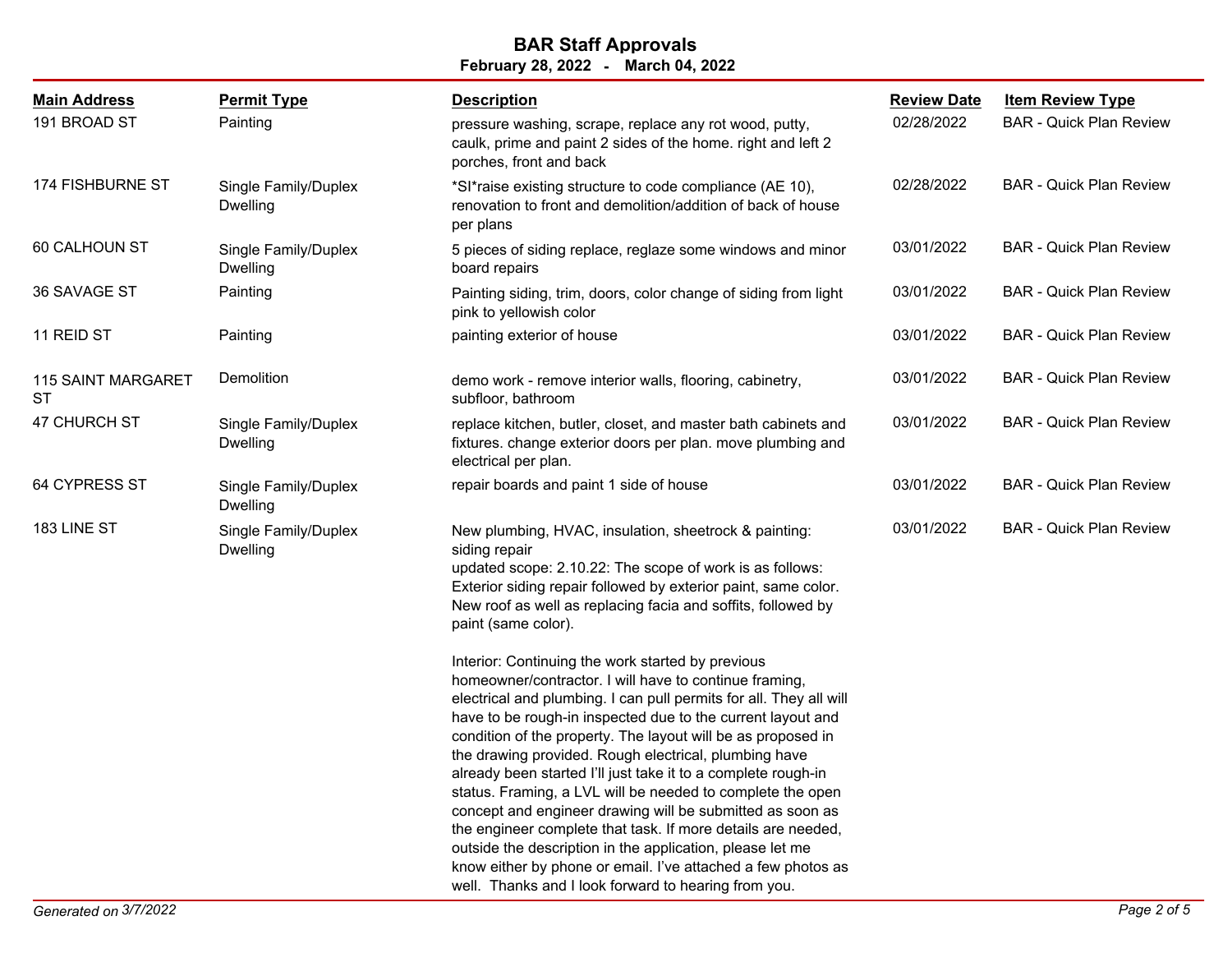# BAR Staff Approvals

**February 28, 2022 - March 04, 2022**

| Main Address | Permit Type | Description | Review Date | Item Review Type |
|---|---|---|---|---|
| 191 BROAD ST | Painting | pressure washing, scrape, replace any rot wood, putty, caulk, prime and paint 2 sides of the home. right and left 2 porches, front and back | 02/28/2022 | BAR - Quick Plan Review |
| 174 FISHBURNE ST | Single Family/Duplex Dwelling | *SI*raise existing structure to code compliance (AE 10), renovation to front and demolition/addition of back of house per plans | 02/28/2022 | BAR - Quick Plan Review |
| 60 CALHOUN ST | Single Family/Duplex Dwelling | 5 pieces of siding replace, reglaze some windows and minor board repairs | 03/01/2022 | BAR - Quick Plan Review |
| 36 SAVAGE ST | Painting | Painting siding, trim, doors, color change of siding from light pink to yellowish color | 03/01/2022 | BAR - Quick Plan Review |
| 11 REID ST | Painting | painting exterior of house | 03/01/2022 | BAR - Quick Plan Review |
| 115 SAINT MARGARET ST | Demolition | demo work - remove interior walls, flooring, cabinetry, subfloor, bathroom | 03/01/2022 | BAR - Quick Plan Review |
| 47 CHURCH ST | Single Family/Duplex Dwelling | replace kitchen, butler, closet, and master bath cabinets and fixtures. change exterior doors per plan. move plumbing and electrical per plan. | 03/01/2022 | BAR - Quick Plan Review |
| 64 CYPRESS ST | Single Family/Duplex Dwelling | repair boards and paint 1 side of house | 03/01/2022 | BAR - Quick Plan Review |
| 183 LINE ST | Single Family/Duplex Dwelling | New plumbing, HVAC, insulation, sheetrock & painting: siding repair<br>updated scope: 2.10.22: The scope of work is as follows: Exterior siding repair followed by exterior paint, same color. New roof as well as replacing facia and soffits, followed by paint (same color).<br><br>Interior: Continuing the work started by previous homeowner/contractor. I will have to continue framing, electrical and plumbing. I can pull permits for all. They all will have to be rough-in inspected due to the current layout and condition of the property. The layout will be as proposed in the drawing provided. Rough electrical, plumbing have already been started I'll just take it to a complete rough-in status. Framing, a LVL will be needed to complete the open concept and engineer drawing will be submitted as soon as the engineer complete that task. If more details are needed, outside the description in the application, please let me know either by phone or email. I've attached a few photos as well. Thanks and I look forward to hearing from you. | 03/01/2022 | BAR - Quick Plan Review |

*Generated on 3/7/2022*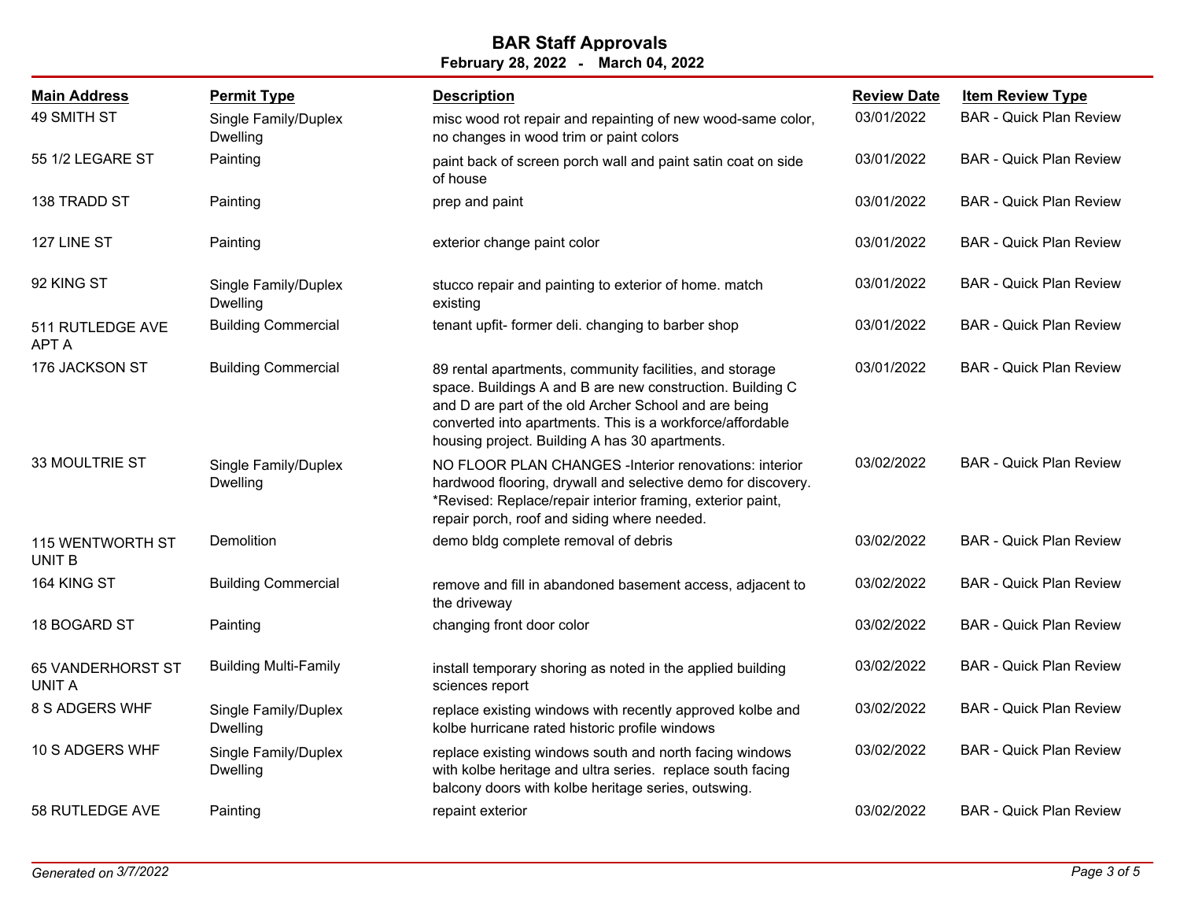# BAR Staff Approvals

**February 28, 2022 - March 04, 2022**

| Main Address | Permit Type | Description | Review Date | Item Review Type |
|---|---|---|---|---|
| 49 SMITH ST | Single Family/Duplex Dwelling | misc wood rot repair and repainting of new wood-same color, no changes in wood trim or paint colors | 03/01/2022 | BAR - Quick Plan Review |
| 55 1/2 LEGARE ST | Painting | paint back of screen porch wall and paint satin coat on side of house | 03/01/2022 | BAR - Quick Plan Review |
| 138 TRADD ST | Painting | prep and paint | 03/01/2022 | BAR - Quick Plan Review |
| 127 LINE ST | Painting | exterior change paint color | 03/01/2022 | BAR - Quick Plan Review |
| 92 KING ST | Single Family/Duplex Dwelling | stucco repair and painting to exterior of home. match existing | 03/01/2022 | BAR - Quick Plan Review |
| 511 RUTLEDGE AVE APT A | Building Commercial | tenant upfit- former deli. changing to barber shop | 03/01/2022 | BAR - Quick Plan Review |
| 176 JACKSON ST | Building Commercial | 89 rental apartments, community facilities, and storage space. Buildings A and B are new construction. Building C and D are part of the old Archer School and are being converted into apartments. This is a workforce/affordable housing project. Building A has 30 apartments. | 03/01/2022 | BAR - Quick Plan Review |
| 33 MOULTRIE ST | Single Family/Duplex Dwelling | NO FLOOR PLAN CHANGES -Interior renovations: interior hardwood flooring, drywall and selective demo for discovery. *Revised: Replace/repair interior framing, exterior paint, repair porch, roof and siding where needed. | 03/02/2022 | BAR - Quick Plan Review |
| 115 WENTWORTH ST UNIT B | Demolition | demo bldg complete removal of debris | 03/02/2022 | BAR - Quick Plan Review |
| 164 KING ST | Building Commercial | remove and fill in abandoned basement access, adjacent to the driveway | 03/02/2022 | BAR - Quick Plan Review |
| 18 BOGARD ST | Painting | changing front door color | 03/02/2022 | BAR - Quick Plan Review |
| 65 VANDERHORST ST UNIT A | Building Multi-Family | install temporary shoring as noted in the applied building sciences report | 03/02/2022 | BAR - Quick Plan Review |
| 8 S ADGERS WHF | Single Family/Duplex Dwelling | replace existing windows with recently approved kolbe and kolbe hurricane rated historic profile windows | 03/02/2022 | BAR - Quick Plan Review |
| 10 S ADGERS WHF | Single Family/Duplex Dwelling | replace existing windows south and north facing windows with kolbe heritage and ultra series. replace south facing balcony doors with kolbe heritage series, outswing. | 03/02/2022 | BAR - Quick Plan Review |
| 58 RUTLEDGE AVE | Painting | repaint exterior | 03/02/2022 | BAR - Quick Plan Review |

*Generated on 3/7/2022*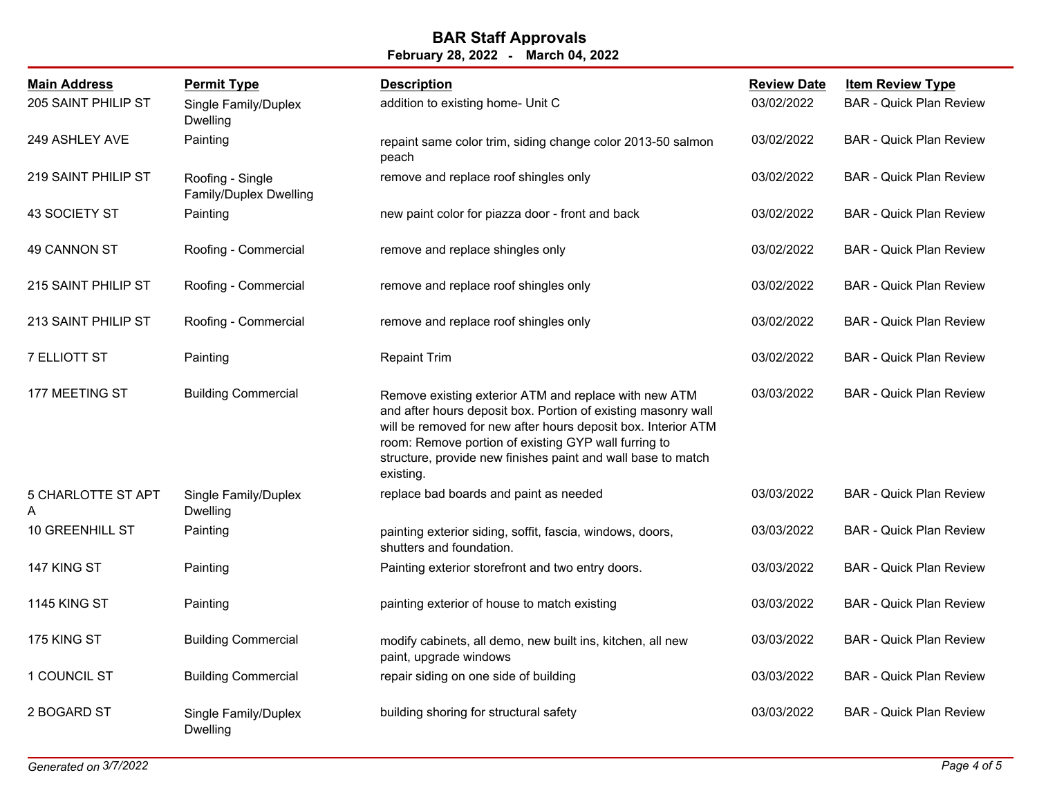# BAR Staff Approvals

**February 28, 2022 - March 04, 2022**

| Main Address | Permit Type | Description | Review Date | Item Review Type |
|---|---|---|---|---|
| 205 SAINT PHILIP ST | Single Family/Duplex Dwelling | addition to existing home- Unit C | 03/02/2022 | BAR - Quick Plan Review |
| 249 ASHLEY AVE | Painting | repaint same color trim, siding change color 2013-50 salmon peach | 03/02/2022 | BAR - Quick Plan Review |
| 219 SAINT PHILIP ST | Roofing - Single Family/Duplex Dwelling | remove and replace roof shingles only | 03/02/2022 | BAR - Quick Plan Review |
| 43 SOCIETY ST | Painting | new paint color for piazza door - front and back | 03/02/2022 | BAR - Quick Plan Review |
| 49 CANNON ST | Roofing - Commercial | remove and replace shingles only | 03/02/2022 | BAR - Quick Plan Review |
| 215 SAINT PHILIP ST | Roofing - Commercial | remove and replace roof shingles only | 03/02/2022 | BAR - Quick Plan Review |
| 213 SAINT PHILIP ST | Roofing - Commercial | remove and replace roof shingles only | 03/02/2022 | BAR - Quick Plan Review |
| 7 ELLIOTT ST | Painting | Repaint Trim | 03/02/2022 | BAR - Quick Plan Review |
| 177 MEETING ST | Building Commercial | Remove existing exterior ATM and replace with new ATM and after hours deposit box. Portion of existing masonry wall will be removed for new after hours deposit box. Interior ATM room: Remove portion of existing GYP wall furring to structure, provide new finishes paint and wall base to match existing. | 03/03/2022 | BAR - Quick Plan Review |
| 5 CHARLOTTE ST APT A | Single Family/Duplex Dwelling | replace bad boards and paint as needed | 03/03/2022 | BAR - Quick Plan Review |
| 10 GREENHILL ST | Painting | painting exterior siding, soffit, fascia, windows, doors, shutters and foundation. | 03/03/2022 | BAR - Quick Plan Review |
| 147 KING ST | Painting | Painting exterior storefront and two entry doors. | 03/03/2022 | BAR - Quick Plan Review |
| 1145 KING ST | Painting | painting exterior of house to match existing | 03/03/2022 | BAR - Quick Plan Review |
| 175 KING ST | Building Commercial | modify cabinets, all demo, new built ins, kitchen, all new paint, upgrade windows | 03/03/2022 | BAR - Quick Plan Review |
| 1 COUNCIL ST | Building Commercial | repair siding on one side of building | 03/03/2022 | BAR - Quick Plan Review |
| 2 BOGARD ST | Single Family/Duplex Dwelling | building shoring for structural safety | 03/03/2022 | BAR - Quick Plan Review |

*Generated on 3/7/2022*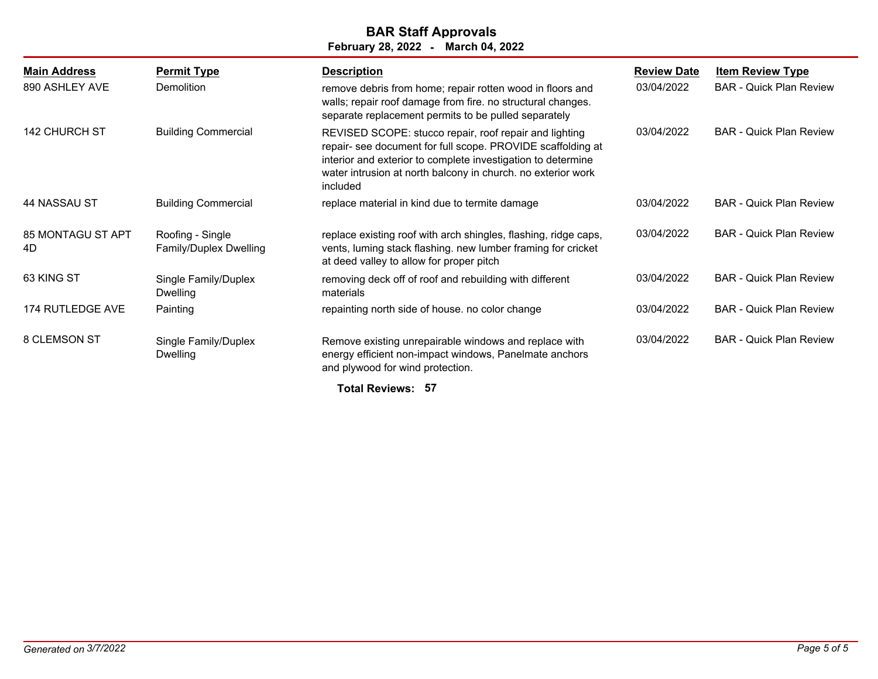# BAR Staff Approvals

**February 28, 2022 - March 04, 2022**

| Main Address | Permit Type | Description | Review Date | Item Review Type |
|---|---|---|---|---|
| 890 ASHLEY AVE | Demolition | remove debris from home; repair rotten wood in floors and walls; repair roof damage from fire. no structural changes. separate replacement permits to be pulled separately | 03/04/2022 | BAR - Quick Plan Review |
| 142 CHURCH ST | Building Commercial | REVISED SCOPE: stucco repair, roof repair and lighting repair- see document for full scope. PROVIDE scaffolding at interior and exterior to complete investigation to determine water intrusion at north balcony in church. no exterior work included | 03/04/2022 | BAR - Quick Plan Review |
| 44 NASSAU ST | Building Commercial | replace material in kind due to termite damage | 03/04/2022 | BAR - Quick Plan Review |
| 85 MONTAGU ST APT 4D | Roofing - Single Family/Duplex Dwelling | replace existing roof with arch shingles, flashing, ridge caps, vents, luming stack flashing. new lumber framing for cricket at deed valley to allow for proper pitch | 03/04/2022 | BAR - Quick Plan Review |
| 63 KING ST | Single Family/Duplex Dwelling | removing deck off of roof and rebuilding with different materials | 03/04/2022 | BAR - Quick Plan Review |
| 174 RUTLEDGE AVE | Painting | repainting north side of house. no color change | 03/04/2022 | BAR - Quick Plan Review |
| 8 CLEMSON ST | Single Family/Duplex Dwelling | Remove existing unrepairable windows and replace with energy efficient non-impact windows, Panelmate anchors and plywood for wind protection. | 03/04/2022 | BAR - Quick Plan Review |

**Total Reviews: 57**

*Generated on 3/7/2022*